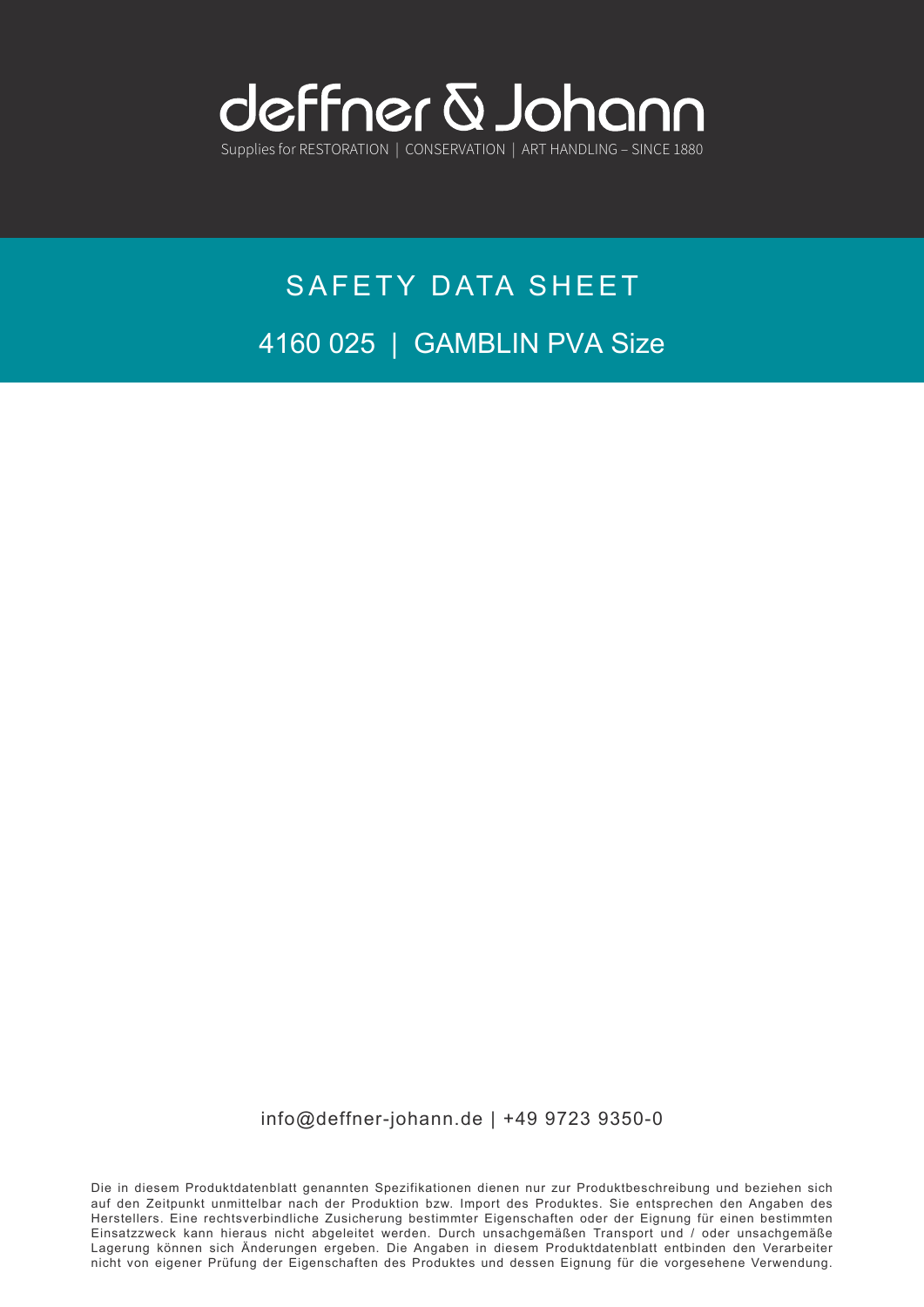# deffner & Johann

Supplies for RESTORATION | CONSERVATION | ART HANDLING – SINCE 1880

## SAFETY DATA SHEET

## 4160 025 | GAMBLIN PVA Size

info@deffner-johann.de | +49 9723 9350-0

Die in diesem Produktdatenblatt genannten Spezifikationen dienen nur zur Produktbeschreibung und beziehen sich auf den Zeitpunkt unmittelbar nach der Produktion bzw. Import des Produktes. Sie entsprechen den Angaben des Herstellers. Eine rechtsverbindliche Zusicherung bestimmter Eigenschaften oder der Eignung für einen bestimmten Einsatzzweck kann hieraus nicht abgeleitet werden. Durch unsachgemäßen Transport und / oder unsachgemäße Lagerung können sich Änderungen ergeben. Die Angaben in diesem Produktdatenblatt entbinden den Verarbeiter nicht von eigener Prüfung der Eigenschaften des Produktes und dessen Eignung für die vorgesehene Verwendung.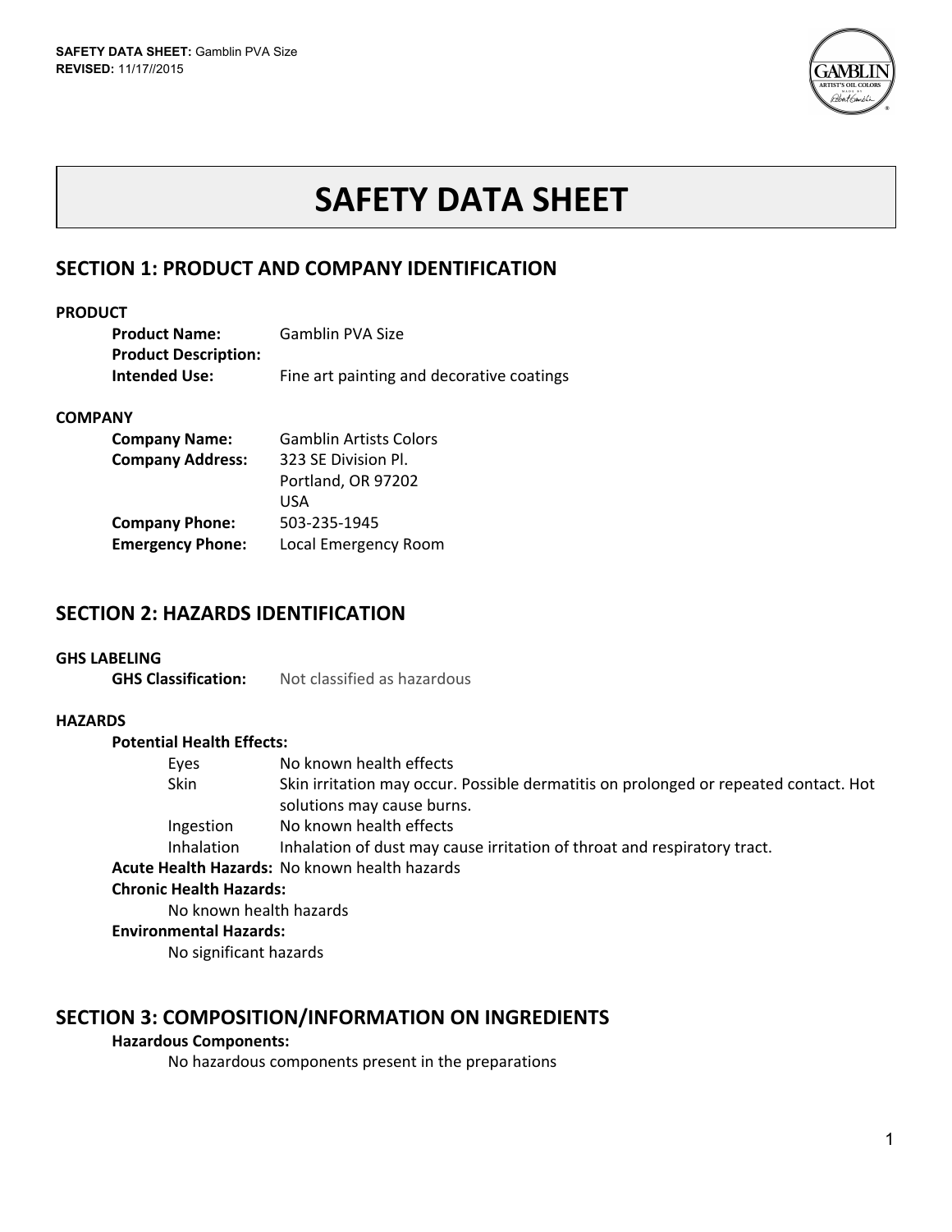# SAFETY DATA SHEET

## SECTION 1: PRODUCT AND COMPANY IDENTIFICATION

### PRODUCT

**Product Name:** Gamblin PVA Size
**Product Description:**
**Intended Use:** Fine art painting and decorative coatings

### COMPANY

**Company Name:** Gamblin Artists Colors
**Company Address:** 323 SE Division Pl.
Portland, OR 97202
USA
**Company Phone:** 503-235-1945
**Emergency Phone:** Local Emergency Room

## SECTION 2: HAZARDS IDENTIFICATION

### GHS LABELING

**GHS Classification:** Not classified as hazardous

### HAZARDS

**Potential Health Effects:**

- Eyes: No known health effects
- Skin: Skin irritation may occur. Possible dermatitis on prolonged or repeated contact. Hot solutions may cause burns.
- Ingestion: No known health effects
- Inhalation: Inhalation of dust may cause irritation of throat and respiratory tract.

**Acute Health Hazards:** No known health hazards

**Chronic Health Hazards:**
No known health hazards

**Environmental Hazards:**
No significant hazards

## SECTION 3: COMPOSITION/INFORMATION ON INGREDIENTS

**Hazardous Components:**
No hazardous components present in the preparations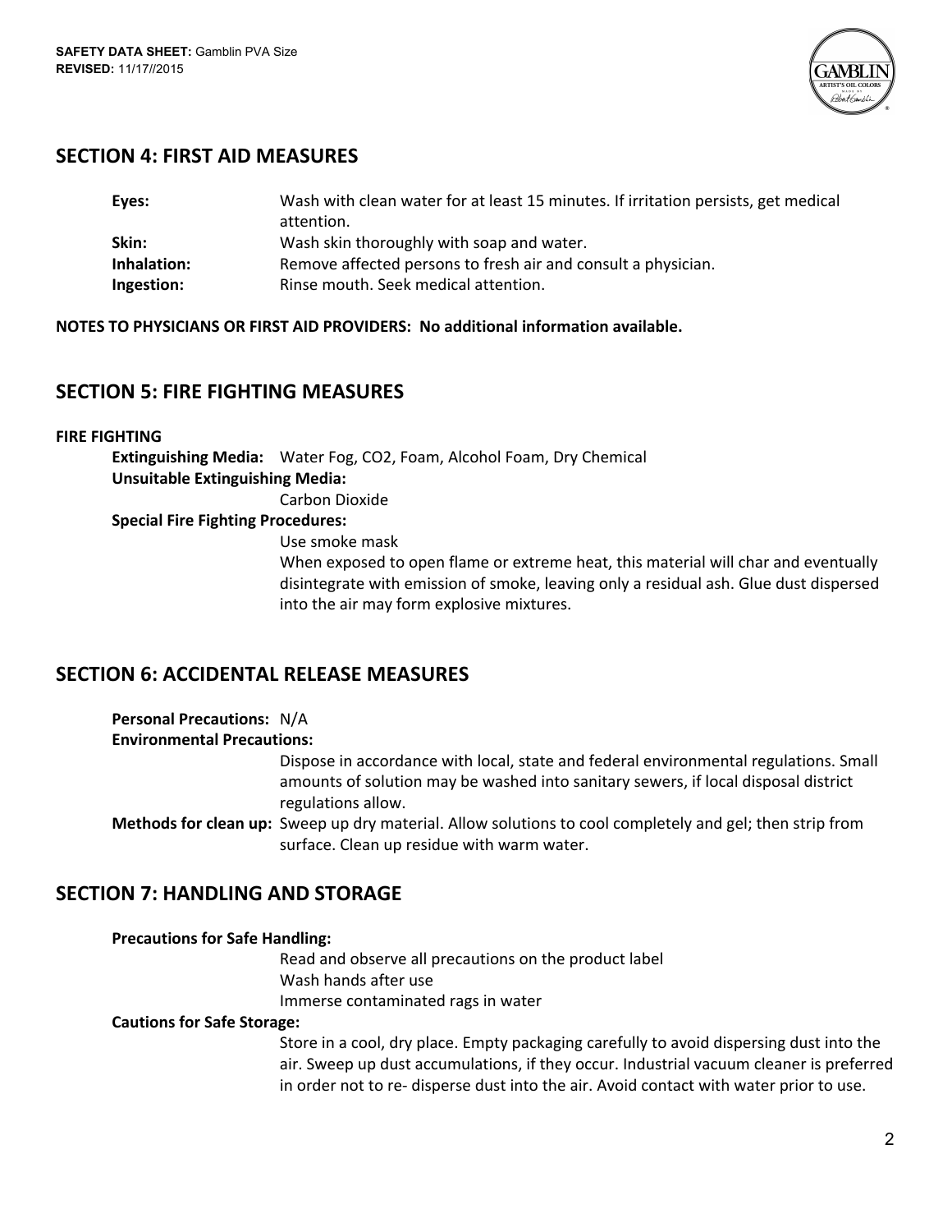## SECTION 4: FIRST AID MEASURES

**Eyes:** Wash with clean water for at least 15 minutes. If irritation persists, get medical attention.
**Skin:** Wash skin thoroughly with soap and water.
**Inhalation:** Remove affected persons to fresh air and consult a physician.
**Ingestion:** Rinse mouth. Seek medical attention.

**NOTES TO PHYSICIANS OR FIRST AID PROVIDERS: No additional information available.**

## SECTION 5: FIRE FIGHTING MEASURES

**FIRE FIGHTING**

**Extinguishing Media:** Water Fog, $CO_2$, Foam, Alcohol Foam, Dry Chemical

**Unsuitable Extinguishing Media:**
Carbon Dioxide

**Special Fire Fighting Procedures:**
Use smoke mask
When exposed to open flame or extreme heat, this material will char and eventually disintegrate with emission of smoke, leaving only a residual ash. Glue dust dispersed into the air may form explosive mixtures.

## SECTION 6: ACCIDENTAL RELEASE MEASURES

**Personal Precautions:** N/A

**Environmental Precautions:**
Dispose in accordance with local, state and federal environmental regulations. Small amounts of solution may be washed into sanitary sewers, if local disposal district regulations allow.

**Methods for clean up:** Sweep up dry material. Allow solutions to cool completely and gel; then strip from surface. Clean up residue with warm water.

## SECTION 7: HANDLING AND STORAGE

**Precautions for Safe Handling:**
Read and observe all precautions on the product label
Wash hands after use
Immerse contaminated rags in water

**Cautions for Safe Storage:**
Store in a cool, dry place. Empty packaging carefully to avoid dispersing dust into the air. Sweep up dust accumulations, if they occur. Industrial vacuum cleaner is preferred in order not to re- disperse dust into the air. Avoid contact with water prior to use.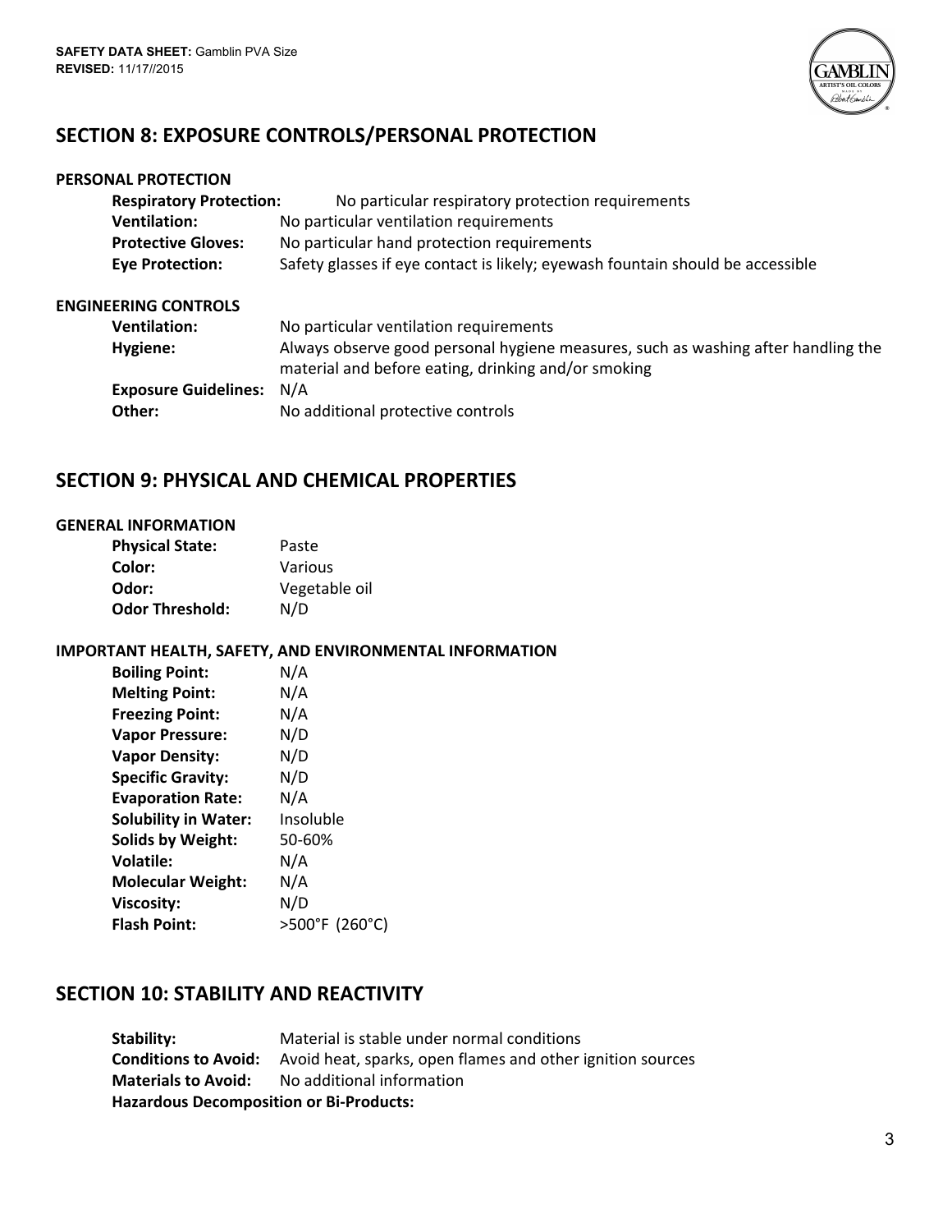## SECTION 8: EXPOSURE CONTROLS/PERSONAL PROTECTION

### PERSONAL PROTECTION

**Respiratory Protection:** No particular respiratory protection requirements
**Ventilation:** No particular ventilation requirements
**Protective Gloves:** No particular hand protection requirements
**Eye Protection:** Safety glasses if eye contact is likely; eyewash fountain should be accessible

### ENGINEERING CONTROLS

**Ventilation:** No particular ventilation requirements
**Hygiene:** Always observe good personal hygiene measures, such as washing after handling the material and before eating, drinking and/or smoking
**Exposure Guidelines:** N/A
**Other:** No additional protective controls

## SECTION 9: PHYSICAL AND CHEMICAL PROPERTIES

### GENERAL INFORMATION

**Physical State:** Paste
**Color:** Various
**Odor:** Vegetable oil
**Odor Threshold:** N/D

### IMPORTANT HEALTH, SAFETY, AND ENVIRONMENTAL INFORMATION

**Boiling Point:** N/A
**Melting Point:** N/A
**Freezing Point:** N/A
**Vapor Pressure:** N/D
**Vapor Density:** N/D
**Specific Gravity:** N/D
**Evaporation Rate:** N/A
**Solubility in Water:** Insoluble
**Solids by Weight:** 50-60%
**Volatile:** N/A
**Molecular Weight:** N/A
**Viscosity:** N/D
**Flash Point:** >500°F (260°C)

## SECTION 10: STABILITY AND REACTIVITY

**Stability:** Material is stable under normal conditions
**Conditions to Avoid:** Avoid heat, sparks, open flames and other ignition sources
**Materials to Avoid:** No additional information
**Hazardous Decomposition or Bi-Products:**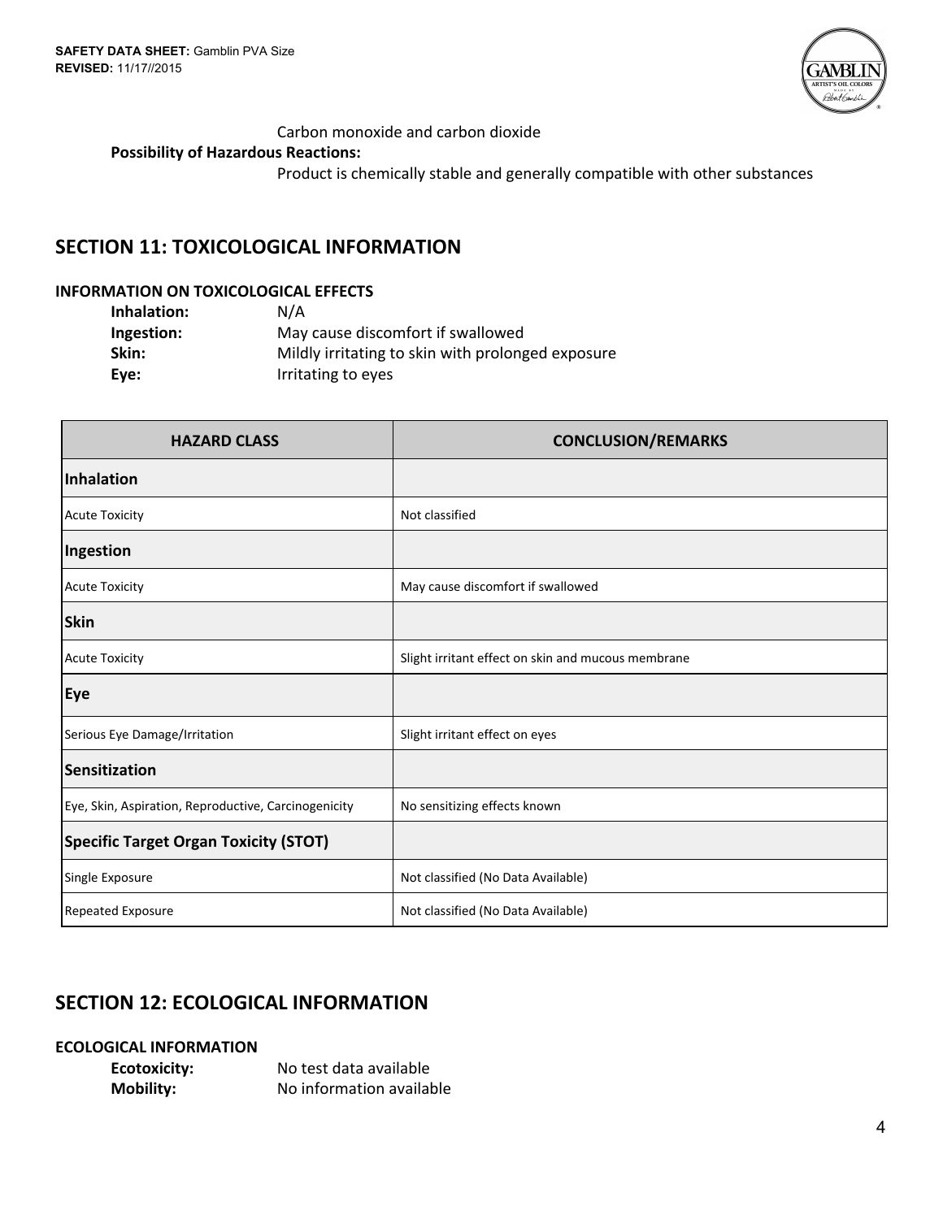Carbon monoxide and carbon dioxide

**Possibility of Hazardous Reactions:**

Product is chemically stable and generally compatible with other substances

## SECTION 11: TOXICOLOGICAL INFORMATION

**INFORMATION ON TOXICOLOGICAL EFFECTS**

**Inhalation:** N/A
**Ingestion:** May cause discomfort if swallowed
**Skin:** Mildly irritating to skin with prolonged exposure
**Eye:** Irritating to eyes

| HAZARD CLASS | CONCLUSION/REMARKS |
|---|---|
| **Inhalation** | |
| Acute Toxicity | Not classified |
| **Ingestion** | |
| Acute Toxicity | May cause discomfort if swallowed |
| **Skin** | |
| Acute Toxicity | Slight irritant effect on skin and mucous membrane |
| **Eye** | |
| Serious Eye Damage/Irritation | Slight irritant effect on eyes |
| **Sensitization** | |
| Eye, Skin, Aspiration, Reproductive, Carcinogenicity | No sensitizing effects known |
| **Specific Target Organ Toxicity (STOT)** | |
| Single Exposure | Not classified (No Data Available) |
| Repeated Exposure | Not classified (No Data Available) |

## SECTION 12: ECOLOGICAL INFORMATION

**ECOLOGICAL INFORMATION**

**Ecotoxicity:** No test data available
**Mobility:** No information available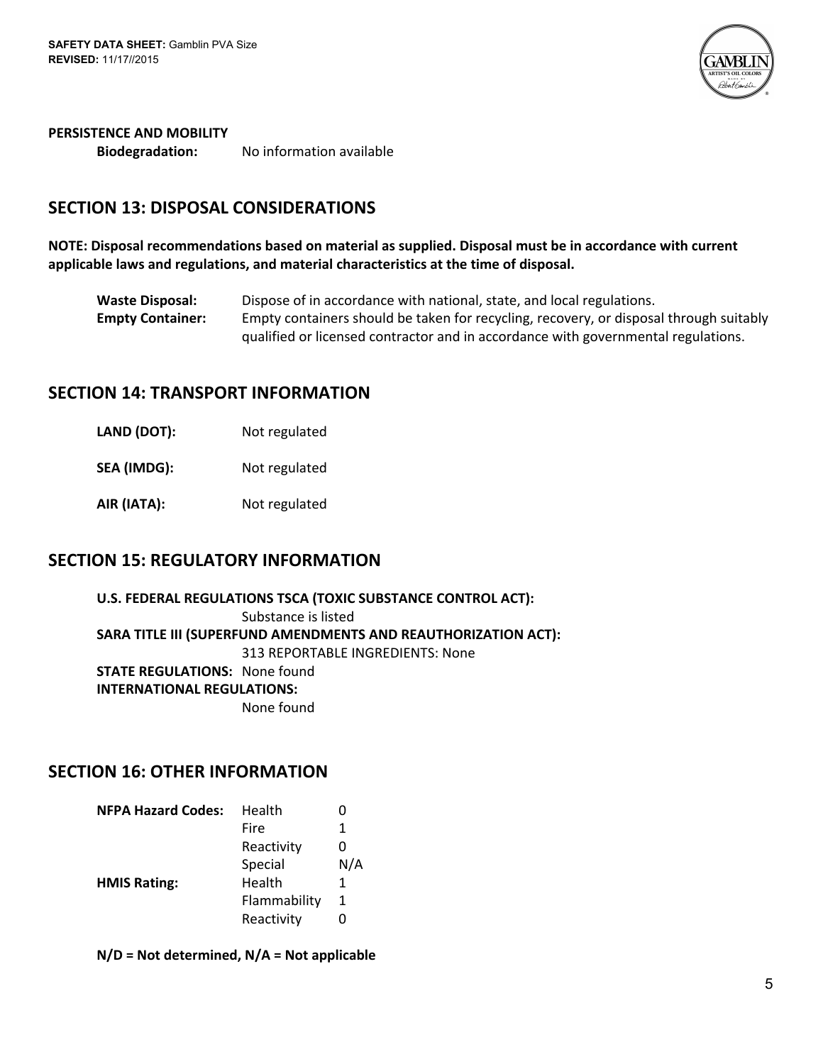**PERSISTENCE AND MOBILITY**

**Biodegradation:** No information available

## SECTION 13: DISPOSAL CONSIDERATIONS

**NOTE: Disposal recommendations based on material as supplied. Disposal must be in accordance with current applicable laws and regulations, and material characteristics at the time of disposal.**

**Waste Disposal:** Dispose of in accordance with national, state, and local regulations.

**Empty Container:** Empty containers should be taken for recycling, recovery, or disposal through suitably qualified or licensed contractor and in accordance with governmental regulations.

## SECTION 14: TRANSPORT INFORMATION

**LAND (DOT):** Not regulated

**SEA (IMDG):** Not regulated

**AIR (IATA):** Not regulated

## SECTION 15: REGULATORY INFORMATION

**U.S. FEDERAL REGULATIONS TSCA (TOXIC SUBSTANCE CONTROL ACT):**
Substance is listed

**SARA TITLE III (SUPERFUND AMENDMENTS AND REAUTHORIZATION ACT):**
313 REPORTABLE INGREDIENTS: None

**STATE REGULATIONS:** None found

**INTERNATIONAL REGULATIONS:**
None found

## SECTION 16: OTHER INFORMATION

| | | |
|---|---|---|
| **NFPA Hazard Codes:** | Health | 0 |
| | Fire | 1 |
| | Reactivity | 0 |
| | Special | N/A |
| **HMIS Rating:** | Health | 1 |
| | Flammability | 1 |
| | Reactivity | 0 |

**N/D = Not determined, N/A = Not applicable**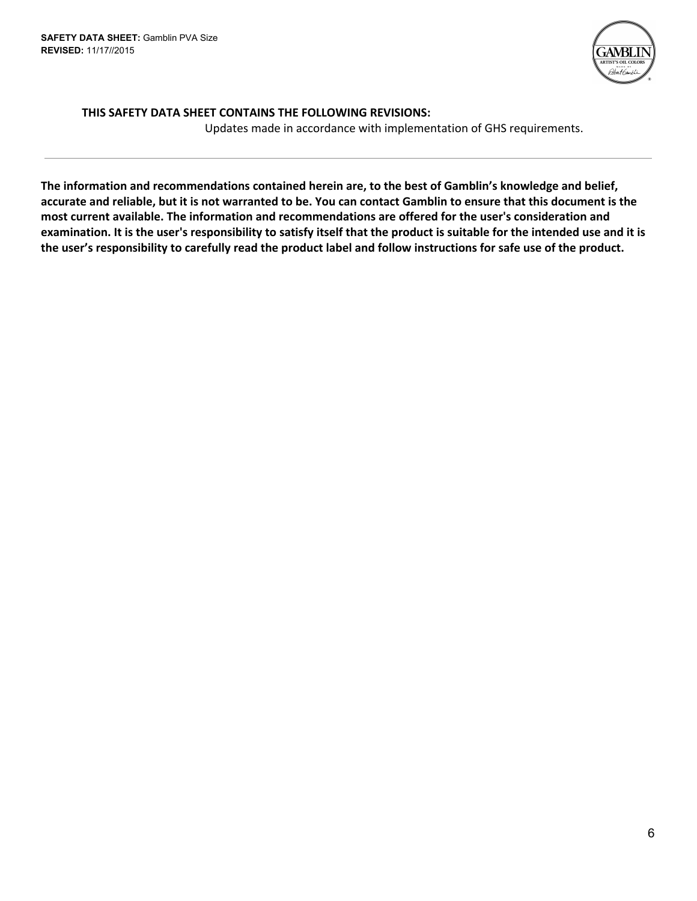**THIS SAFETY DATA SHEET CONTAINS THE FOLLOWING REVISIONS:**

Updates made in accordance with implementation of GHS requirements.

---

**The information and recommendations contained herein are, to the best of Gamblin's knowledge and belief, accurate and reliable, but it is not warranted to be. You can contact Gamblin to ensure that this document is the most current available. The information and recommendations are offered for the user's consideration and examination. It is the user's responsibility to satisfy itself that the product is suitable for the intended use and it is the user's responsibility to carefully read the product label and follow instructions for safe use of the product.**